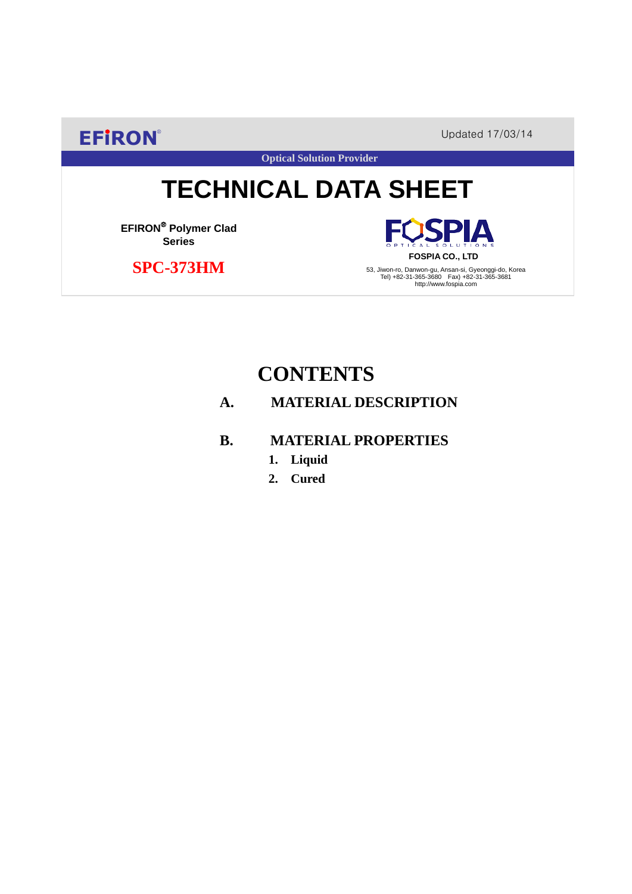EFiRON®

Updated 17/03/14

Optical Solution Provider

# TECHNICAL DATA SHEET

**EFIRON® Polymer Clad Series**

## SPC-373HM

FOSPIA OPTICAL SOLUTIONS

**FOSPIA CO., LTD**

53, Jiwon-ro, Danwon-gu, Ansan-si, Gyeonggi-do, Korea
Tel) +82-31-365-3680 Fax) +82-31-365-3681
http://www.fospia.com

# CONTENTS

## A. MATERIAL DESCRIPTION

## B. MATERIAL PROPERTIES

1. **Liquid**
2. **Cured**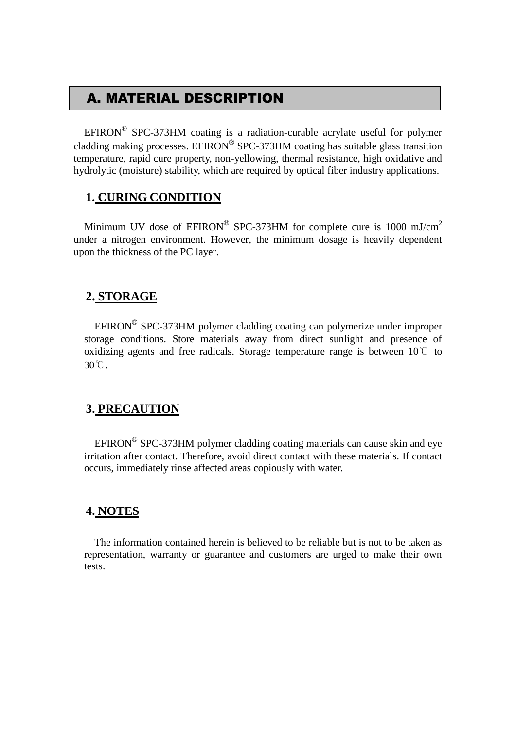## A. MATERIAL DESCRIPTION

EFIRON® SPC-373HM coating is a radiation-curable acrylate useful for polymer cladding making processes. EFIRON® SPC-373HM coating has suitable glass transition temperature, rapid cure property, non-yellowing, thermal resistance, high oxidative and hydrolytic (moisture) stability, which are required by optical fiber industry applications.

### 1. CURING CONDITION

Minimum UV dose of EFIRON® SPC-373HM for complete cure is 1000 $mJ/cm^2$ under a nitrogen environment. However, the minimum dosage is heavily dependent upon the thickness of the PC layer.

### 2. STORAGE

EFIRON® SPC-373HM polymer cladding coating can polymerize under improper storage conditions. Store materials away from direct sunlight and presence of oxidizing agents and free radicals. Storage temperature range is between 10℃ to 30℃.

### 3. PRECAUTION

EFIRON® SPC-373HM polymer cladding coating materials can cause skin and eye irritation after contact. Therefore, avoid direct contact with these materials. If contact occurs, immediately rinse affected areas copiously with water.

### 4. NOTES

The information contained herein is believed to be reliable but is not to be taken as representation, warranty or guarantee and customers are urged to make their own tests.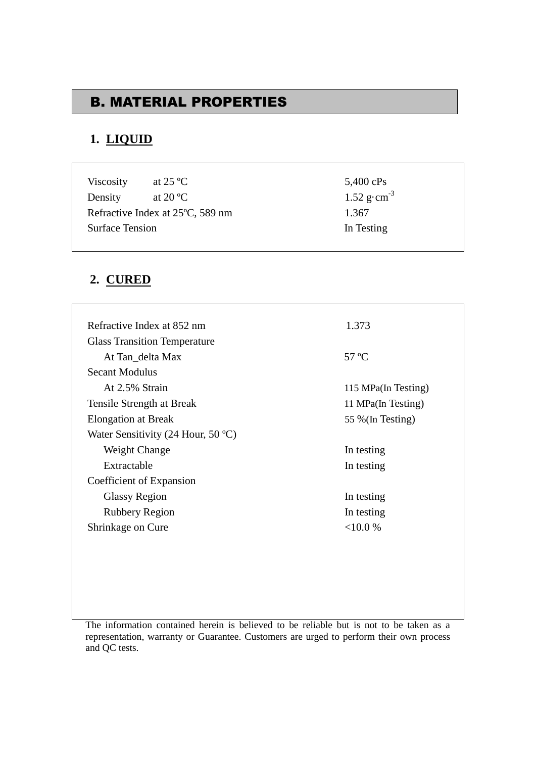## B. MATERIAL PROPERTIES

### 1. LIQUID

| | |
|---|---|
| Viscosity at 25 ºC | 5,400 cPs |
| Density at 20 ºC | 1.52 g·cm$^{-3}$ |
| Refractive Index at 25ºC, 589 nm | 1.367 |
| Surface Tension | In Testing |

### 2. CURED

| | |
|---|---|
| Refractive Index at 852 nm | 1.373 |
| Glass Transition Temperature | |
| At Tan_delta Max | 57 ºC |
| Secant Modulus | |
| At 2.5% Strain | 115 MPa(In Testing) |
| Tensile Strength at Break | 11 MPa(In Testing) |
| Elongation at Break | 55 %(In Testing) |
| Water Sensitivity (24 Hour, 50 ºC) | |
| Weight Change | In testing |
| Extractable | In testing |
| Coefficient of Expansion | |
| Glassy Region | In testing |
| Rubbery Region | In testing |
| Shrinkage on Cure | <10.0 % |

The information contained herein is believed to be reliable but is not to be taken as a representation, warranty or Guarantee. Customers are urged to perform their own process and QC tests.